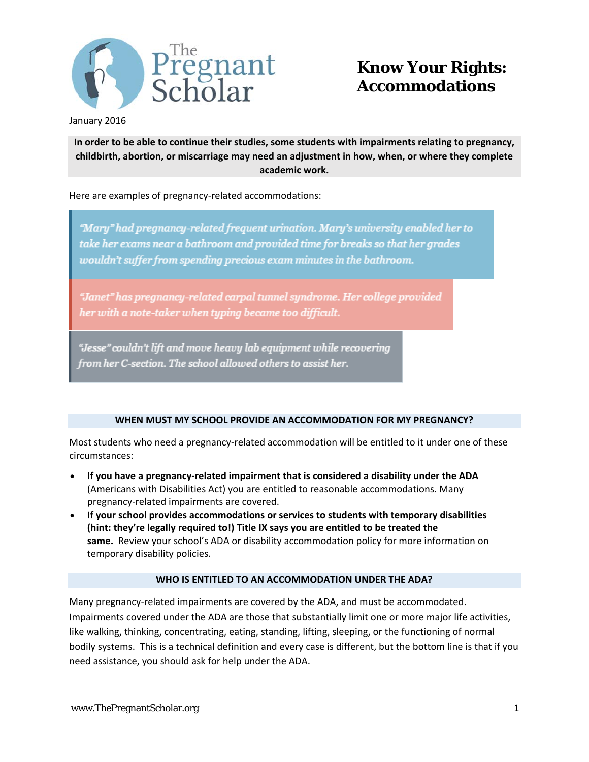The Pregnant Scholar

# Know Your Rights: Accommodations

January 2016

**In order to be able to continue their studies, some students with impairments relating to pregnancy, childbirth, abortion, or miscarriage may need an adjustment in how, when, or where they complete academic work.**

Here are examples of pregnancy-related accommodations:

> *"Mary" had pregnancy-related frequent urination. Mary's university enabled her to take her exams near a bathroom and provided time for breaks so that her grades wouldn't suffer from spending precious exam minutes in the bathroom.*

> *"Janet" has pregnancy-related carpal tunnel syndrome. Her college provided her with a note-taker when typing became too difficult.*

> *"Jesse" couldn't lift and move heavy lab equipment while recovering from her C-section. The school allowed others to assist her.*

## WHEN MUST MY SCHOOL PROVIDE AN ACCOMMODATION FOR MY PREGNANCY?

Most students who need a pregnancy-related accommodation will be entitled to it under one of these circumstances:

- **If you have a pregnancy-related impairment that is considered a disability under the ADA** (Americans with Disabilities Act) you are entitled to reasonable accommodations. Many pregnancy-related impairments are covered.
- **If your school provides accommodations or services to students with temporary disabilities (hint: they're legally required to!) Title IX says you are entitled to be treated the same.** Review your school's ADA or disability accommodation policy for more information on temporary disability policies.

## WHO IS ENTITLED TO AN ACCOMMODATION UNDER THE ADA?

Many pregnancy-related impairments are covered by the ADA, and must be accommodated. Impairments covered under the ADA are those that substantially limit one or more major life activities, like walking, thinking, concentrating, eating, standing, lifting, sleeping, or the functioning of normal bodily systems. This is a technical definition and every case is different, but the bottom line is that if you need assistance, you should ask for help under the ADA.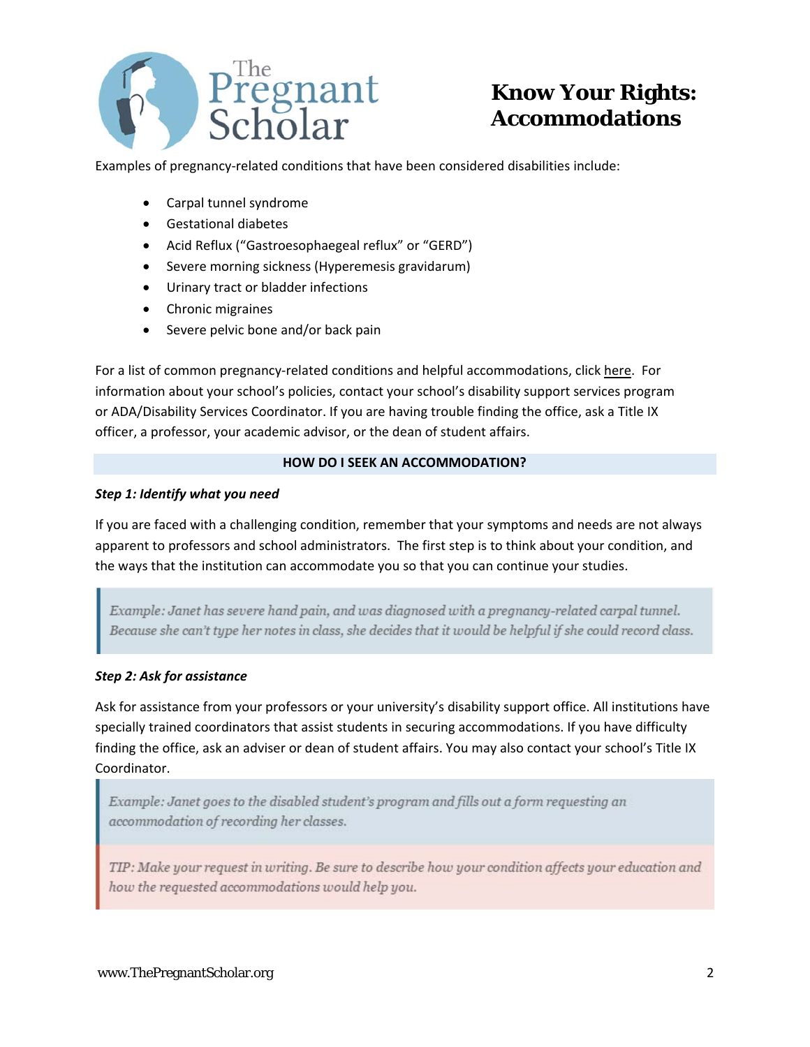# Know Your Rights: Accommodations

Examples of pregnancy-related conditions that have been considered disabilities include:

- Carpal tunnel syndrome
- Gestational diabetes
- Acid Reflux ("Gastroesophaegeal reflux" or "GERD")
- Severe morning sickness (Hyperemesis gravidarum)
- Urinary tract or bladder infections
- Chronic migraines
- Severe pelvic bone and/or back pain

For a list of common pregnancy-related conditions and helpful accommodations, click here. For information about your school's policies, contact your school's disability support services program or ADA/Disability Services Coordinator. If you are having trouble finding the office, ask a Title IX officer, a professor, your academic advisor, or the dean of student affairs.

## HOW DO I SEEK AN ACCOMMODATION?

***Step 1: Identify what you need***

If you are faced with a challenging condition, remember that your symptoms and needs are not always apparent to professors and school administrators. The first step is to think about your condition, and the ways that the institution can accommodate you so that you can continue your studies.

> *Example: Janet has severe hand pain, and was diagnosed with a pregnancy-related carpal tunnel. Because she can't type her notes in class, she decides that it would be helpful if she could record class.*

***Step 2: Ask for assistance***

Ask for assistance from your professors or your university's disability support office. All institutions have specially trained coordinators that assist students in securing accommodations. If you have difficulty finding the office, ask an adviser or dean of student affairs. You may also contact your school's Title IX Coordinator.

> *Example: Janet goes to the disabled student's program and fills out a form requesting an accommodation of recording her classes.*

> *TIP: Make your request in writing. Be sure to describe how your condition affects your education and how the requested accommodations would help you.*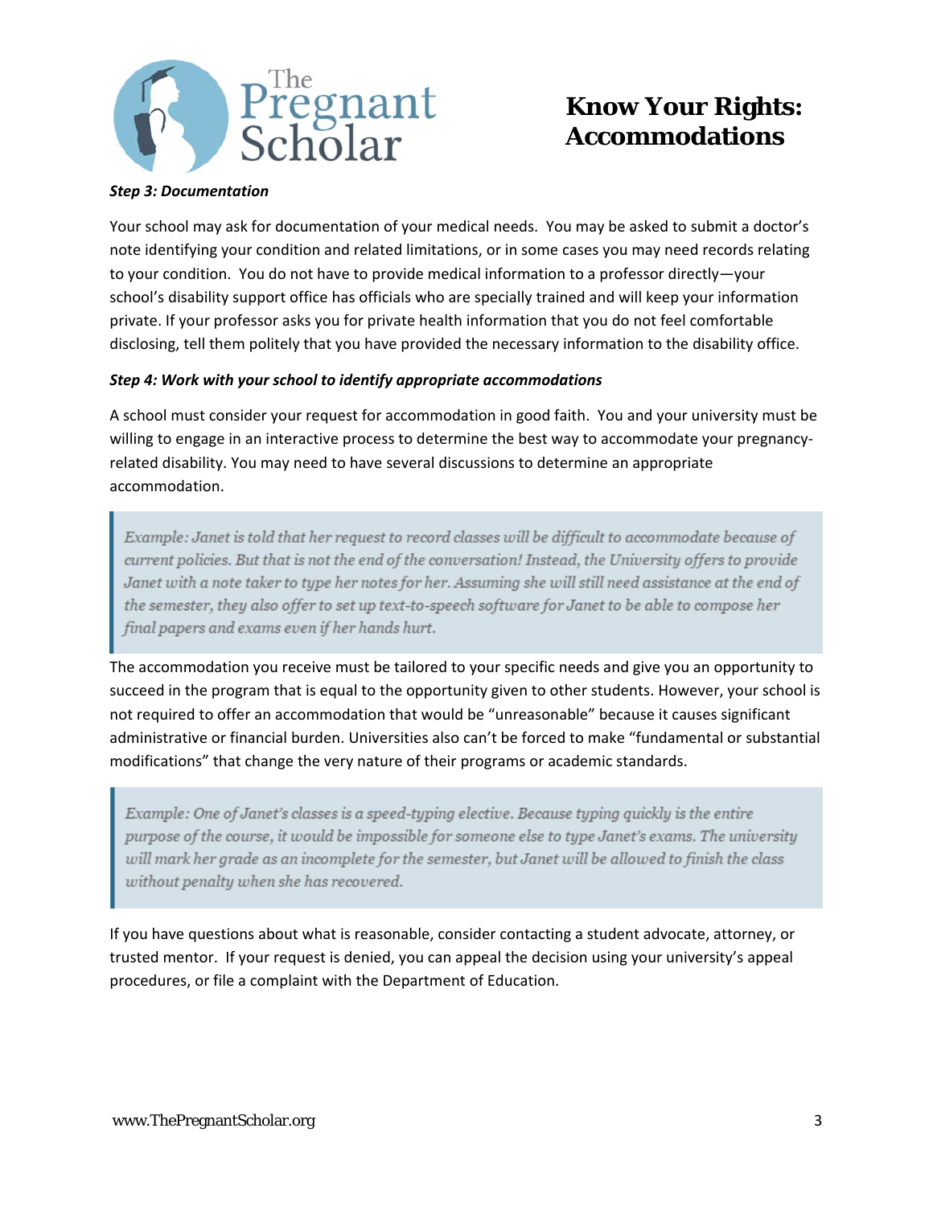**Step 3: Documentation**

Your school may ask for documentation of your medical needs. You may be asked to submit a doctor's note identifying your condition and related limitations, or in some cases you may need records relating to your condition. You do not have to provide medical information to a professor directly—your school's disability support office has officials who are specially trained and will keep your information private. If your professor asks you for private health information that you do not feel comfortable disclosing, tell them politely that you have provided the necessary information to the disability office.

***Step 4: Work with your school to identify appropriate accommodations***

A school must consider your request for accommodation in good faith. You and your university must be willing to engage in an interactive process to determine the best way to accommodate your pregnancy-related disability. You may need to have several discussions to determine an appropriate accommodation.

> *Example: Janet is told that her request to record classes will be difficult to accommodate because of current policies. But that is not the end of the conversation! Instead, the University offers to provide Janet with a note taker to type her notes for her. Assuming she will still need assistance at the end of the semester, they also offer to set up text-to-speech software for Janet to be able to compose her final papers and exams even if her hands hurt.*

The accommodation you receive must be tailored to your specific needs and give you an opportunity to succeed in the program that is equal to the opportunity given to other students. However, your school is not required to offer an accommodation that would be "unreasonable" because it causes significant administrative or financial burden. Universities also can't be forced to make "fundamental or substantial modifications" that change the very nature of their programs or academic standards.

> *Example: One of Janet's classes is a speed-typing elective. Because typing quickly is the entire purpose of the course, it would be impossible for someone else to type Janet's exams. The university will mark her grade as an incomplete for the semester, but Janet will be allowed to finish the class without penalty when she has recovered.*

If you have questions about what is reasonable, consider contacting a student advocate, attorney, or trusted mentor. If your request is denied, you can appeal the decision using your university's appeal procedures, or file a complaint with the Department of Education.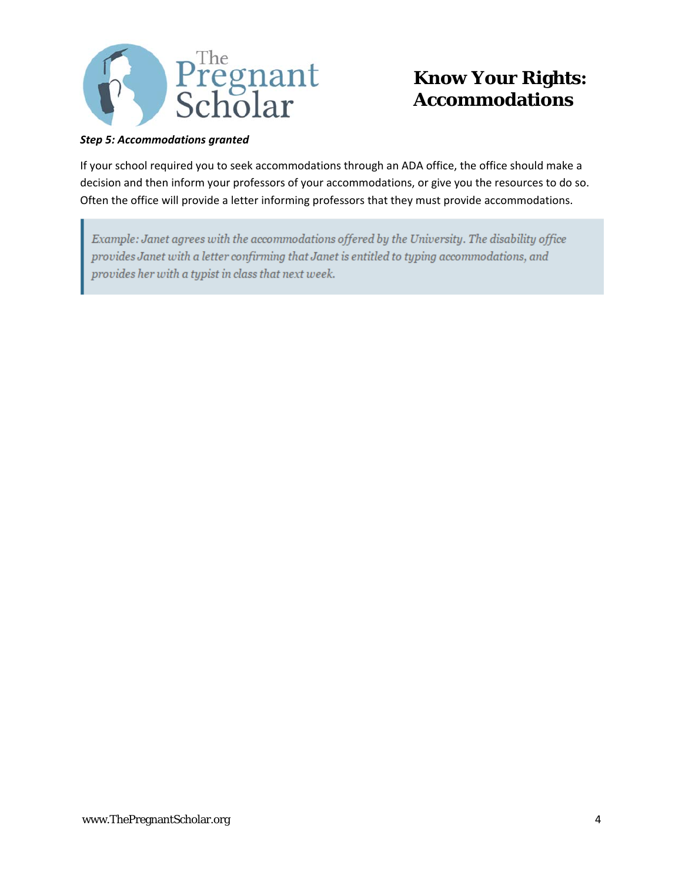# Know Your Rights: Accommodations

***Step 5: Accommodations granted***

If your school required you to seek accommodations through an ADA office, the office should make a decision and then inform your professors of your accommodations, or give you the resources to do so. Often the office will provide a letter informing professors that they must provide accommodations.

> *Example: Janet agrees with the accommodations offered by the University. The disability office provides Janet with a letter confirming that Janet is entitled to typing accommodations, and provides her with a typist in class that next week.*